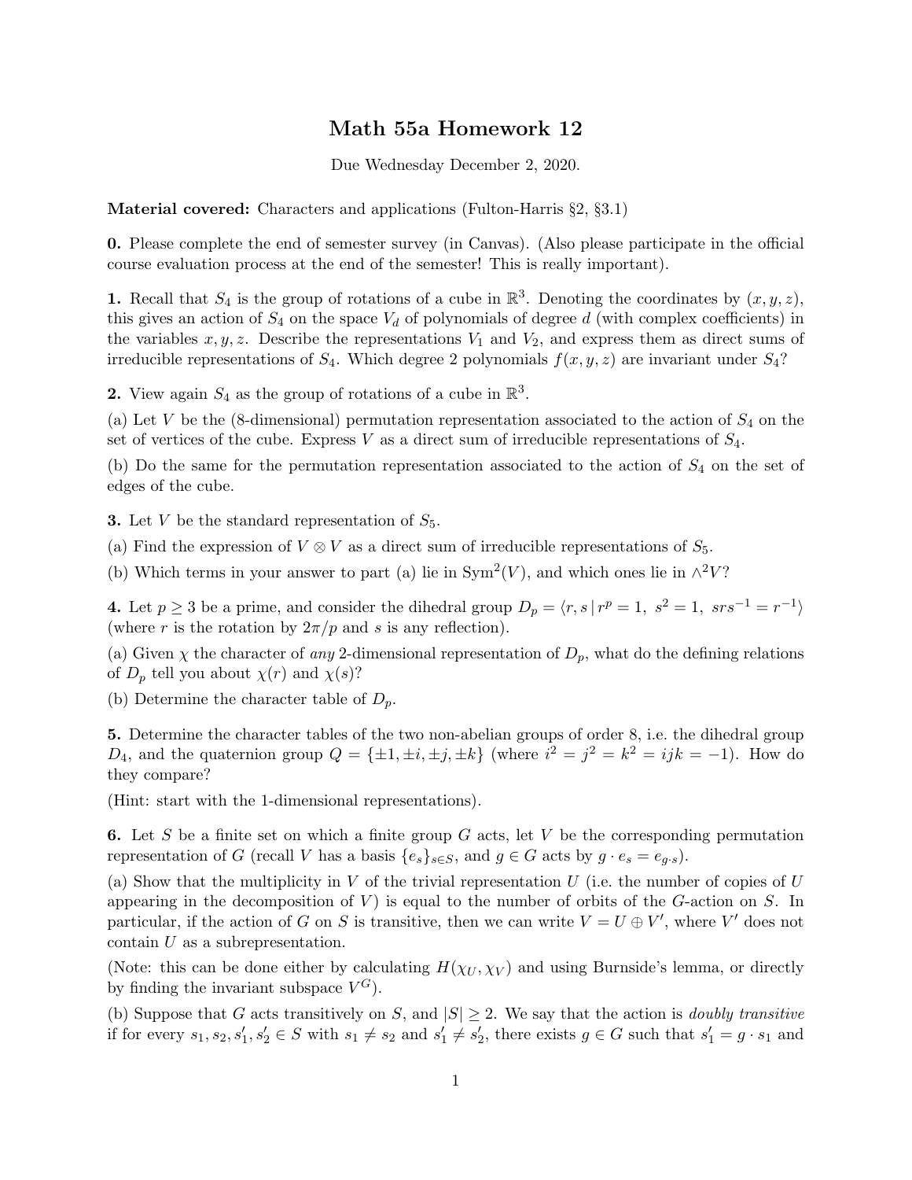# Math 55a Homework 12

Due Wednesday December 2, 2020.

**Material covered:** Characters and applications (Fulton-Harris §2, §3.1)

**0.** Please complete the end of semester survey (in Canvas). (Also please participate in the official course evaluation process at the end of the semester! This is really important).

**1.** Recall that $S_4$ is the group of rotations of a cube in $\mathbb{R}^3$. Denoting the coordinates by $(x, y, z)$, this gives an action of $S_4$ on the space $V_d$ of polynomials of degree $d$ (with complex coefficients) in the variables $x, y, z$. Describe the representations $V_1$ and $V_2$, and express them as direct sums of irreducible representations of $S_4$. Which degree 2 polynomials $f(x, y, z)$ are invariant under $S_4$?

**2.** View again $S_4$ as the group of rotations of a cube in $\mathbb{R}^3$.

(a) Let $V$ be the (8-dimensional) permutation representation associated to the action of $S_4$ on the set of vertices of the cube. Express $V$ as a direct sum of irreducible representations of $S_4$.

(b) Do the same for the permutation representation associated to the action of $S_4$ on the set of edges of the cube.

**3.** Let $V$ be the standard representation of $S_5$.

(a) Find the expression of $V \otimes V$ as a direct sum of irreducible representations of $S_5$.

(b) Which terms in your answer to part (a) lie in $\mathrm{Sym}^2(V)$, and which ones lie in $\wedge^2 V$?

**4.** Let $p \geq 3$ be a prime, and consider the dihedral group $D_p = \langle r, s \,|\, r^p = 1,\ s^2 = 1,\ srs^{-1} = r^{-1} \rangle$ (where $r$ is the rotation by $2\pi/p$ and $s$ is any reflection).

(a) Given $\chi$ the character of *any* 2-dimensional representation of $D_p$, what do the defining relations of $D_p$ tell you about $\chi(r)$ and $\chi(s)$?

(b) Determine the character table of $D_p$.

**5.** Determine the character tables of the two non-abelian groups of order 8, i.e. the dihedral group $D_4$, and the quaternion group $Q = \{\pm 1, \pm i, \pm j, \pm k\}$ (where $i^2 = j^2 = k^2 = ijk = -1$). How do they compare?

(Hint: start with the 1-dimensional representations).

**6.** Let $S$ be a finite set on which a finite group $G$ acts, let $V$ be the corresponding permutation representation of $G$ (recall $V$ has a basis $\{e_s\}_{s \in S}$, and $g \in G$ acts by $g \cdot e_s = e_{g \cdot s}$).

(a) Show that the multiplicity in $V$ of the trivial representation $U$ (i.e. the number of copies of $U$ appearing in the decomposition of $V$) is equal to the number of orbits of the $G$-action on $S$. In particular, if the action of $G$ on $S$ is transitive, then we can write $V = U \oplus V'$, where $V'$ does not contain $U$ as a subrepresentation.

(Note: this can be done either by calculating $H(\chi_U, \chi_V)$ and using Burnside's lemma, or directly by finding the invariant subspace $V^G$).

(b) Suppose that $G$ acts transitively on $S$, and $|S| \geq 2$. We say that the action is *doubly transitive* if for every $s_1, s_2, s_1', s_2' \in S$ with $s_1 \neq s_2$ and $s_1' \neq s_2'$, there exists $g \in G$ such that $s_1' = g \cdot s_1$ and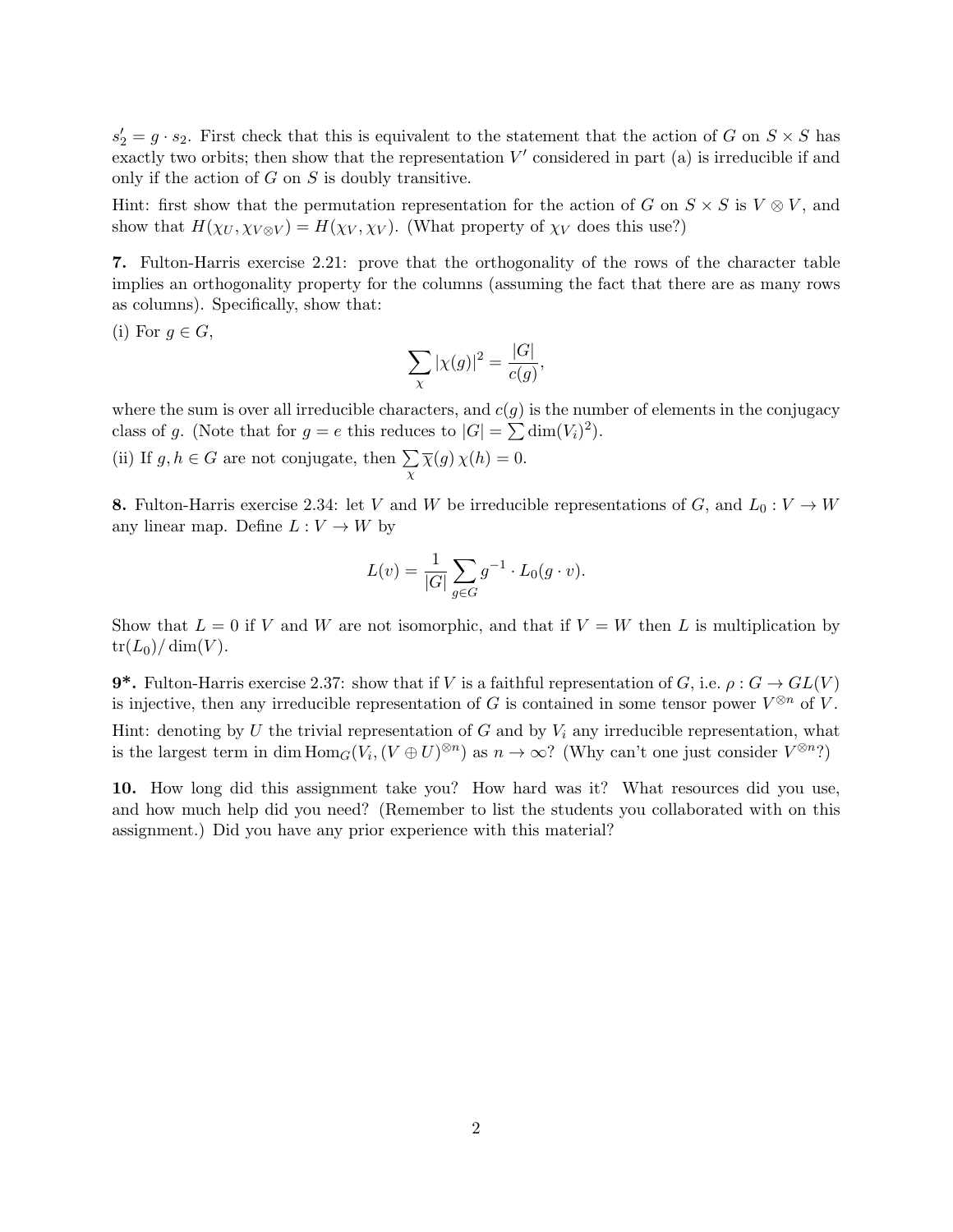$s'_2 = g \cdot s_2$. First check that this is equivalent to the statement that the action of $G$ on $S \times S$ has exactly two orbits; then show that the representation $V'$ considered in part (a) is irreducible if and only if the action of $G$ on $S$ is doubly transitive.

Hint: first show that the permutation representation for the action of $G$ on $S \times S$ is $V \otimes V$, and show that $H(\chi_U, \chi_{V\otimes V}) = H(\chi_V, \chi_V)$. (What property of $\chi_V$ does this use?)

**7.** Fulton-Harris exercise 2.21: prove that the orthogonality of the rows of the character table implies an orthogonality property for the columns (assuming the fact that there are as many rows as columns). Specifically, show that:

(i) For $g \in G$,

$$\sum_{\chi} |\chi(g)|^2 = \frac{|G|}{c(g)},$$

where the sum is over all irreducible characters, and $c(g)$ is the number of elements in the conjugacy class of $g$. (Note that for $g = e$ this reduces to $|G| = \sum \dim(V_i)^2$).

(ii) If $g, h \in G$ are not conjugate, then $\sum_{\chi} \overline{\chi}(g)\, \chi(h) = 0$.

**8.** Fulton-Harris exercise 2.34: let $V$ and $W$ be irreducible representations of $G$, and $L_0 : V \to W$ any linear map. Define $L : V \to W$ by

$$L(v) = \frac{1}{|G|} \sum_{g \in G} g^{-1} \cdot L_0(g \cdot v).$$

Show that $L = 0$ if $V$ and $W$ are not isomorphic, and that if $V = W$ then $L$ is multiplication by $\operatorname{tr}(L_0)/\dim(V)$.

**9\*.** Fulton-Harris exercise 2.37: show that if $V$ is a faithful representation of $G$, i.e. $\rho : G \to GL(V)$ is injective, then any irreducible representation of $G$ is contained in some tensor power $V^{\otimes n}$ of $V$.

Hint: denoting by $U$ the trivial representation of $G$ and by $V_i$ any irreducible representation, what is the largest term in $\dim \operatorname{Hom}_G(V_i, (V \oplus U)^{\otimes n})$ as $n \to \infty$? (Why can't one just consider $V^{\otimes n}$?)

**10.** How long did this assignment take you? How hard was it? What resources did you use, and how much help did you need? (Remember to list the students you collaborated with on this assignment.) Did you have any prior experience with this material?